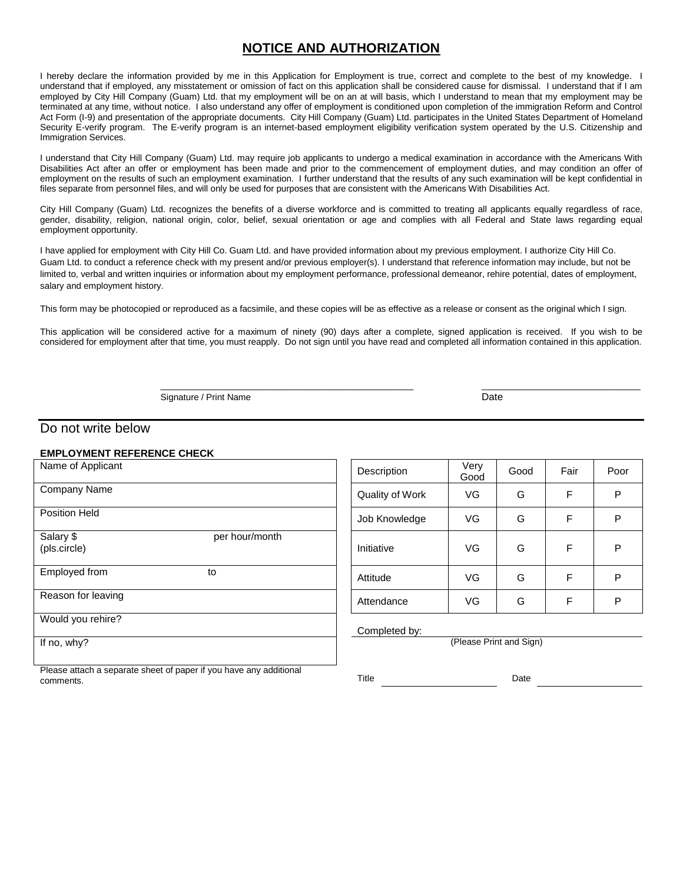# NOTICE AND AUTHORIZATION

I hereby declare the information provided by me in this Application for Employment is true, correct and complete to the best of my knowledge. I understand that if employed, any misstatement or omission of fact on this application shall be considered cause for dismissal. I understand that if I am employed by City Hill Company (Guam) Ltd. that my employment will be on an at will basis, which I understand to mean that my employment may be terminated at any time, without notice. I also understand any offer of employment is conditioned upon completion of the immigration Reform and Control Act Form (I-9) and presentation of the appropriate documents. City Hill Company (Guam) Ltd. participates in the United States Department of Homeland Security E-verify program. The E-verify program is an internet-based employment eligibility verification system operated by the U.S. Citizenship and Immigration Services.

I understand that City Hill Company (Guam) Ltd. may require job applicants to undergo a medical examination in accordance with the Americans With Disabilities Act after an offer or employment has been made and prior to the commencement of employment duties, and may condition an offer of employment on the results of such an employment examination. I further understand that the results of any such examination will be kept confidential in files separate from personnel files, and will only be used for purposes that are consistent with the Americans With Disabilities Act.

City Hill Company (Guam) Ltd. recognizes the benefits of a diverse workforce and is committed to treating all applicants equally regardless of race, gender, disability, religion, national origin, color, belief, sexual orientation or age and complies with all Federal and State laws regarding equal employment opportunity.

I have applied for employment with City Hill Co. Guam Ltd. and have provided information about my previous employment. I authorize City Hill Co. Guam Ltd. to conduct a reference check with my present and/or previous employer(s). I understand that reference information may include, but not be limited to, verbal and written inquiries or information about my employment performance, professional demeanor, rehire potential, dates of employment, salary and employment history.

This form may be photocopied or reproduced as a facsimile, and these copies will be as effective as a release or consent as the original which I sign.

This application will be considered active for a maximum of ninety (90) days after a complete, signed application is received. If you wish to be considered for employment after that time, you must reapply. Do not sign until you have read and completed all information contained in this application.

\_\_\_\_\_\_\_\_\_\_\_\_\_\_\_\_\_\_\_\_\_\_\_\_\_\_\_\_\_\_\_\_\_\_\_\_\_\_\_\_ \_\_\_\_\_\_\_\_\_\_\_\_\_\_\_\_\_\_\_\_\_\_\_\_\_\_\_\_

Signature / Print Name Date

---

Do not write below

**EMPLOYMENT REFERENCE CHECK**

| |
|---|
| Name of Applicant |
| Company Name |
| Position Held |
| Salary $ per hour/month (pls.circle) |
| Employed from to |
| Reason for leaving |
| Would you rehire? |
| If no, why? |

Please attach a separate sheet of paper if you have any additional comments.

| Description | Very Good | Good | Fair | Poor |
|---|---|---|---|---|
| Quality of Work | VG | G | F | P |
| Job Knowledge | VG | G | F | P |
| Initiative | VG | G | F | P |
| Attitude | VG | G | F | P |
| Attendance | VG | G | F | P |

Completed by: \_\_\_\_\_\_\_\_\_\_\_\_\_\_\_\_\_\_\_\_\_\_\_\_\_\_\_\_
(Please Print and Sign)

Title \_\_\_\_\_\_\_\_\_\_\_\_\_\_\_\_ Date \_\_\_\_\_\_\_\_\_\_\_\_\_\_\_\_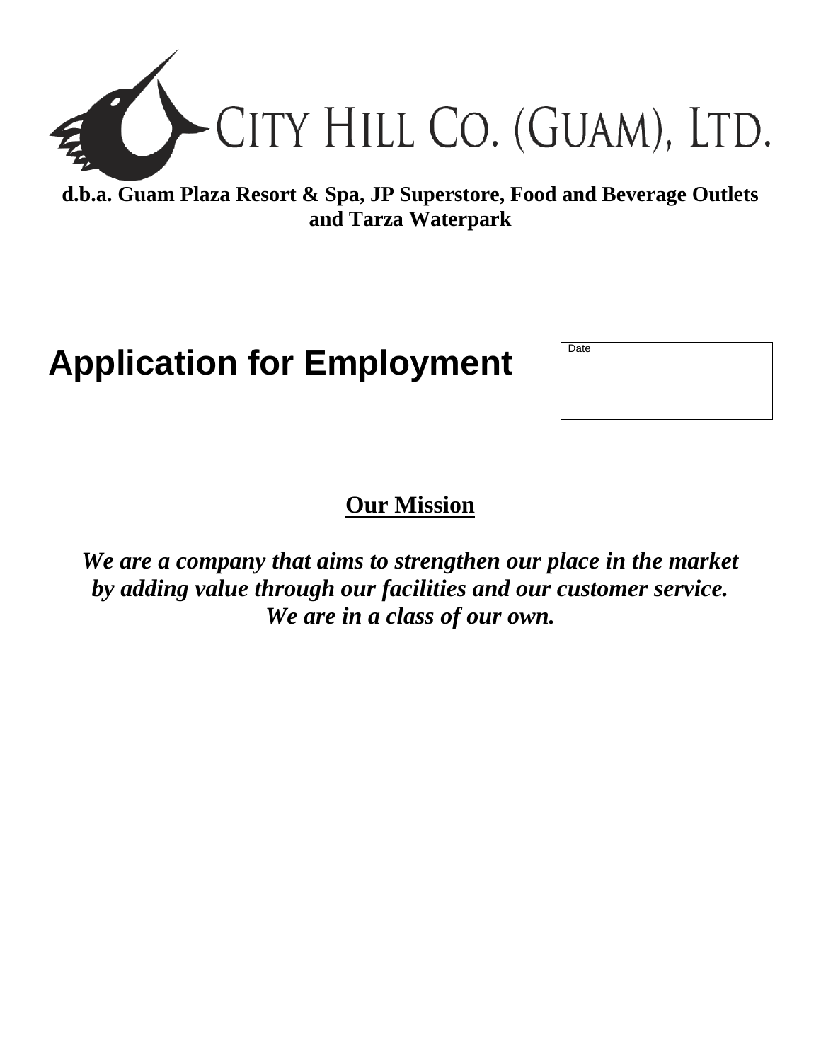# CITY HILL CO. (GUAM), LTD.

**d.b.a. Guam Plaza Resort & Spa, JP Superstore, Food and Beverage Outlets and Tarza Waterpark**

# Application for Employment

| Date |
| --- |
| |

## Our Mission

***We are a company that aims to strengthen our place in the market by adding value through our facilities and our customer service. We are in a class of our own.***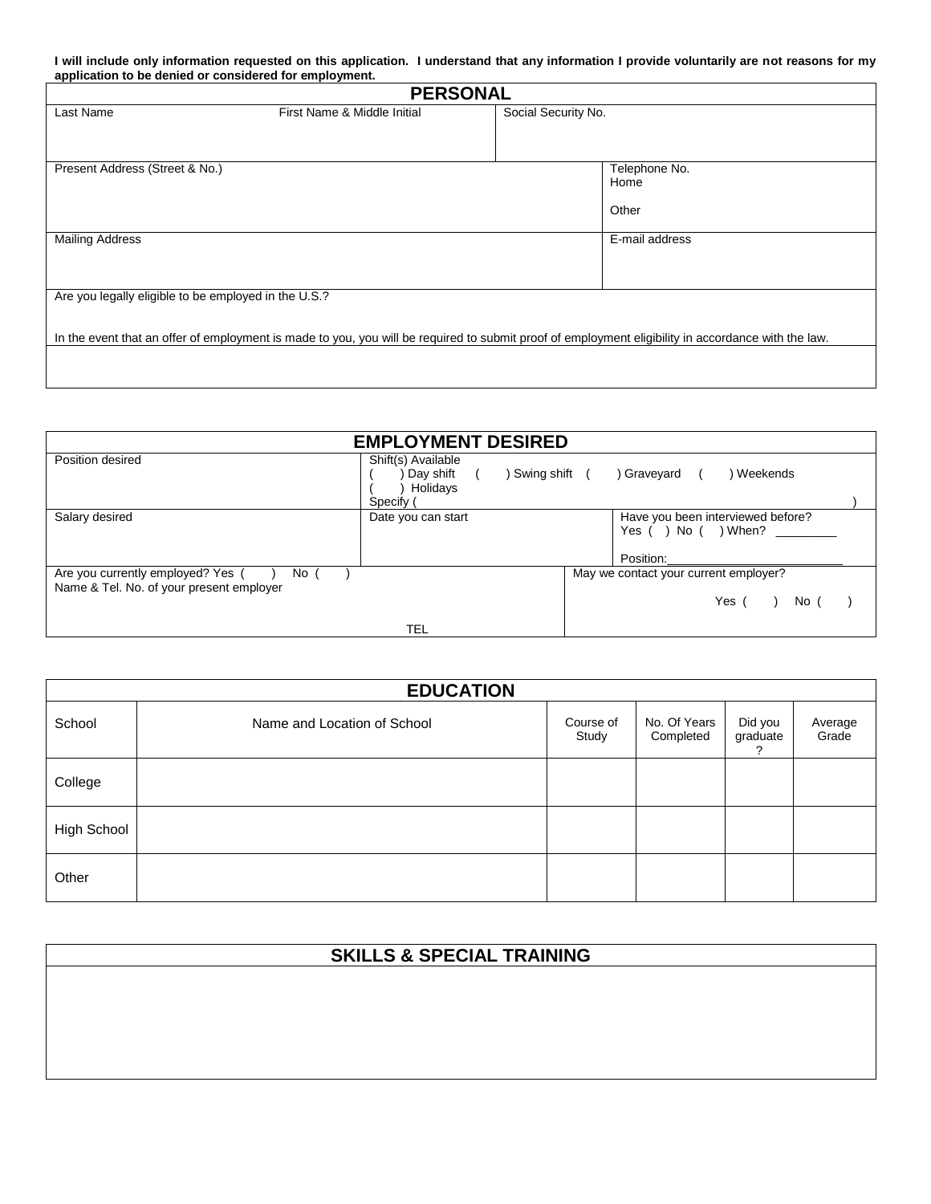**I will include only information requested on this application. I understand that any information I provide voluntarily are not reasons for my application to be denied or considered for employment.**

## PERSONAL

| Last Name | First Name & Middle Initial | Social Security No. |
|---|---|---|
| | | |

| Present Address (Street & No.) | Telephone No. Home<br><br>Other |
|---|---|
| **Mailing Address** | **E-mail address** |
| | |

Are you legally eligible to be employed in the U.S.?

In the event that an offer of employment is made to you, you will be required to submit proof of employment eligibility in accordance with the law.

## EMPLOYMENT DESIRED

| Position desired | Shift(s) Available<br>(   ) Day shift   (   ) Swing shift   (   ) Graveyard   (   ) Weekends<br>(   ) Holidays<br>Specify (                    ) | |
|---|---|---|
| Salary desired | Date you can start | Have you been interviewed before?<br>Yes (  ) No (  ) When? ________<br><br>Position:________________________ |
| Are you currently employed? Yes (   ) No (   )<br>Name & Tel. No. of your present employer<br><br>TEL | May we contact your current employer?<br><br>Yes (   ) No (   ) | |

## EDUCATION

| School | Name and Location of School | Course of Study | No. Of Years Completed | Did you graduate ? | Average Grade |
|---|---|---|---|---|---|
| College | | | | | |
| High School | | | | | |
| Other | | | | | |

## SKILLS & SPECIAL TRAINING

| |
|---|
| |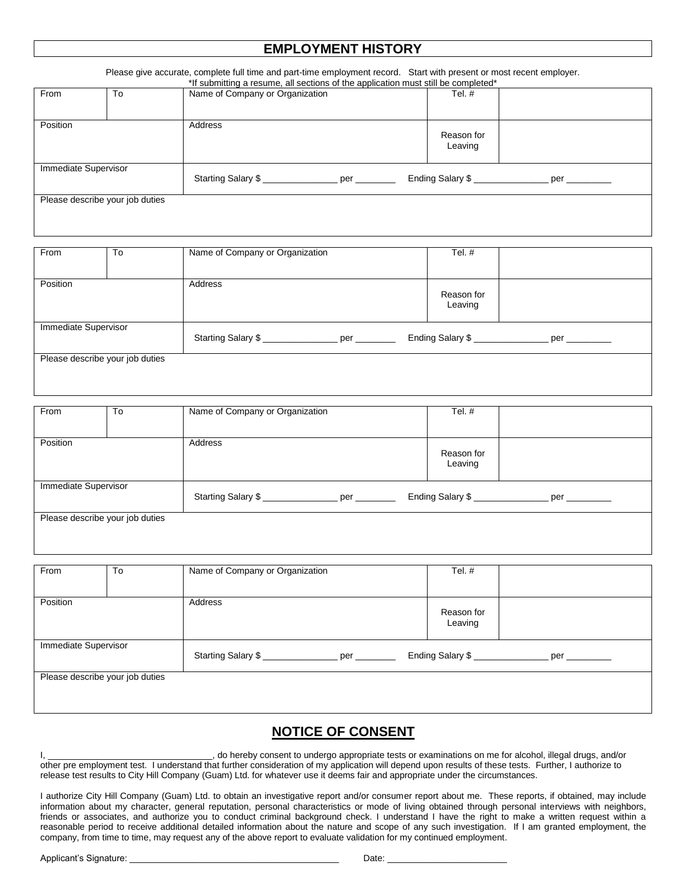## EMPLOYMENT HISTORY

Please give accurate, complete full time and part-time employment record. Start with present or most recent employer.
*If submitting a resume, all sections of the application must still be completed*

| | | | | |
|---|---|---|---|---|
| From | To | Name of Company or Organization | Tel. # | |
| Position | | Address | Reason for Leaving | |
| Immediate Supervisor | | Starting Salary $ _______________ per ________ Ending Salary $ _______________ per _________ | | |
| Please describe your job duties | | | | |

| | | | | |
|---|---|---|---|---|
| From | To | Name of Company or Organization | Tel. # | |
| Position | | Address | Reason for Leaving | |
| Immediate Supervisor | | Starting Salary $ _______________ per ________ Ending Salary $ _______________ per _________ | | |
| Please describe your job duties | | | | |

| | | | | |
|---|---|---|---|---|
| From | To | Name of Company or Organization | Tel. # | |
| Position | | Address | Reason for Leaving | |
| Immediate Supervisor | | Starting Salary $ _______________ per ________ Ending Salary $ _______________ per _________ | | |
| Please describe your job duties | | | | |

| | | | | |
|---|---|---|---|---|
| From | To | Name of Company or Organization | Tel. # | |
| Position | | Address | Reason for Leaving | |
| Immediate Supervisor | | Starting Salary $ _______________ per ________ Ending Salary $ _______________ per _________ | | |
| Please describe your job duties | | | | |

## NOTICE OF CONSENT

I, _________________________________, do hereby consent to undergo appropriate tests or examinations on me for alcohol, illegal drugs, and/or other pre employment test. I understand that further consideration of my application will depend upon results of these tests. Further, I authorize to release test results to City Hill Company (Guam) Ltd. for whatever use it deems fair and appropriate under the circumstances.

I authorize City Hill Company (Guam) Ltd. to obtain an investigative report and/or consumer report about me. These reports, if obtained, may include information about my character, general reputation, personal characteristics or mode of living obtained through personal interviews with neighbors, friends or associates, and authorize you to conduct criminal background check. I understand I have the right to make a written request within a reasonable period to receive additional detailed information about the nature and scope of any such investigation. If I am granted employment, the company, from time to time, may request any of the above report to evaluate validation for my continued employment.

Applicant's Signature: ___________________________________________ Date: ________________________